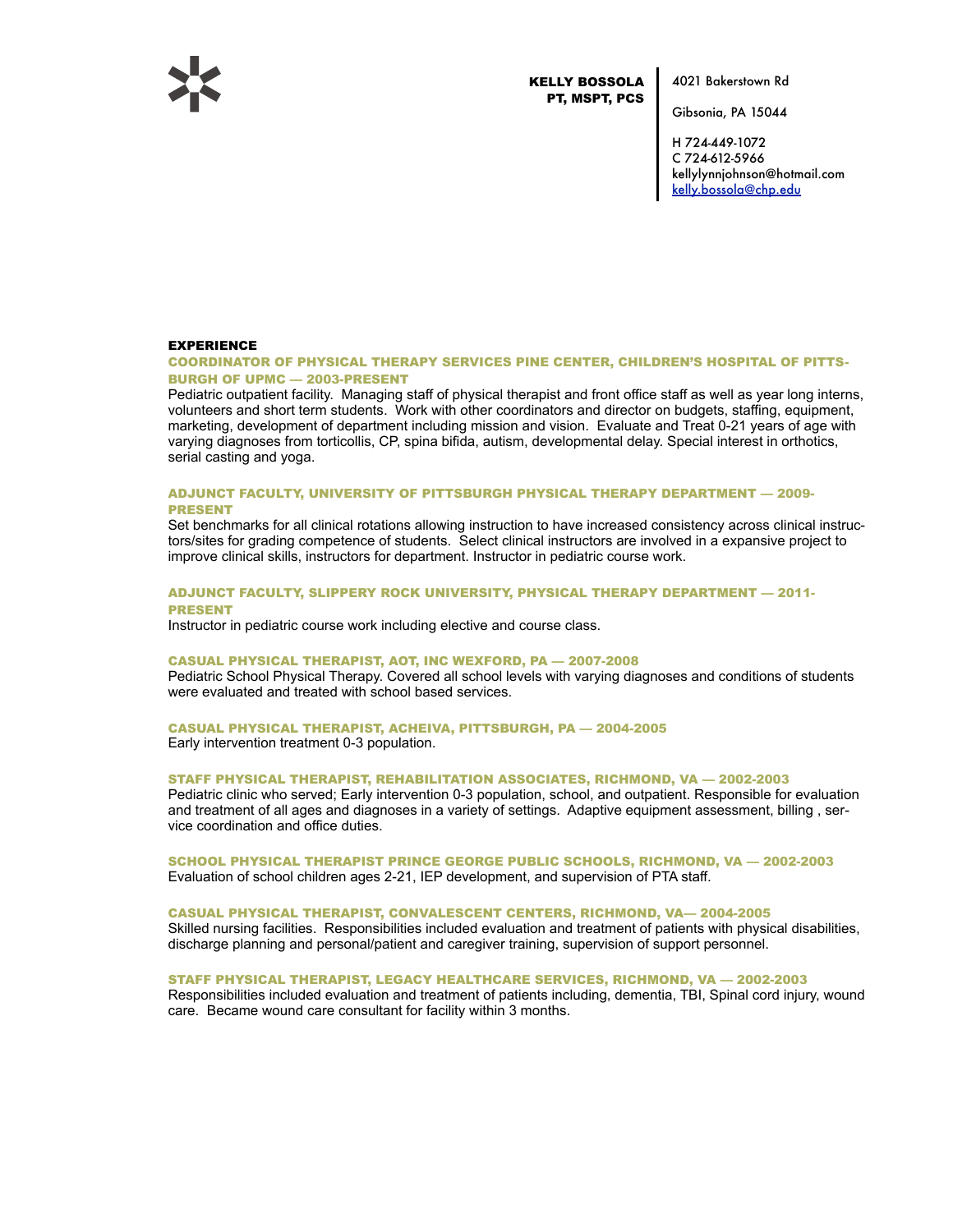**KELLY BOSSOLA**
**PT, MSPT, PCS**

4021 Bakerstown Rd

Gibsonia, PA 15044

H 724-449-1072
C 724-612-5966
kellylynnjohnson@hotmail.com
kelly.bossola@chp.edu

## EXPERIENCE

### COORDINATOR OF PHYSICAL THERAPY SERVICES PINE CENTER, CHILDREN'S HOSPITAL OF PITTSBURGH OF UPMC — 2003-PRESENT

Pediatric outpatient facility. Managing staff of physical therapist and front office staff as well as year long interns, volunteers and short term students. Work with other coordinators and director on budgets, staffing, equipment, marketing, development of department including mission and vision. Evaluate and Treat 0-21 years of age with varying diagnoses from torticollis, CP, spina bifida, autism, developmental delay. Special interest in orthotics, serial casting and yoga.

### ADJUNCT FACULTY, UNIVERSITY OF PITTSBURGH PHYSICAL THERAPY DEPARTMENT — 2009-PRESENT

Set benchmarks for all clinical rotations allowing instruction to have increased consistency across clinical instructors/sites for grading competence of students. Select clinical instructors are involved in a expansive project to improve clinical skills, instructors for department. Instructor in pediatric course work.

### ADJUNCT FACULTY, SLIPPERY ROCK UNIVERSITY, PHYSICAL THERAPY DEPARTMENT — 2011-PRESENT

Instructor in pediatric course work including elective and course class.

### CASUAL PHYSICAL THERAPIST, AOT, INC WEXFORD, PA — 2007-2008

Pediatric School Physical Therapy. Covered all school levels with varying diagnoses and conditions of students were evaluated and treated with school based services.

### CASUAL PHYSICAL THERAPIST, ACHEIVA, PITTSBURGH, PA — 2004-2005

Early intervention treatment 0-3 population.

### STAFF PHYSICAL THERAPIST, REHABILITATION ASSOCIATES, RICHMOND, VA — 2002-2003

Pediatric clinic who served; Early intervention 0-3 population, school, and outpatient. Responsible for evaluation and treatment of all ages and diagnoses in a variety of settings. Adaptive equipment assessment, billing , service coordination and office duties.

### SCHOOL PHYSICAL THERAPIST PRINCE GEORGE PUBLIC SCHOOLS, RICHMOND, VA — 2002-2003

Evaluation of school children ages 2-21, IEP development, and supervision of PTA staff.

### CASUAL PHYSICAL THERAPIST, CONVALESCENT CENTERS, RICHMOND, VA— 2004-2005

Skilled nursing facilities. Responsibilities included evaluation and treatment of patients with physical disabilities, discharge planning and personal/patient and caregiver training, supervision of support personnel.

### STAFF PHYSICAL THERAPIST, LEGACY HEALTHCARE SERVICES, RICHMOND, VA — 2002-2003

Responsibilities included evaluation and treatment of patients including, dementia, TBI, Spinal cord injury, wound care. Became wound care consultant for facility within 3 months.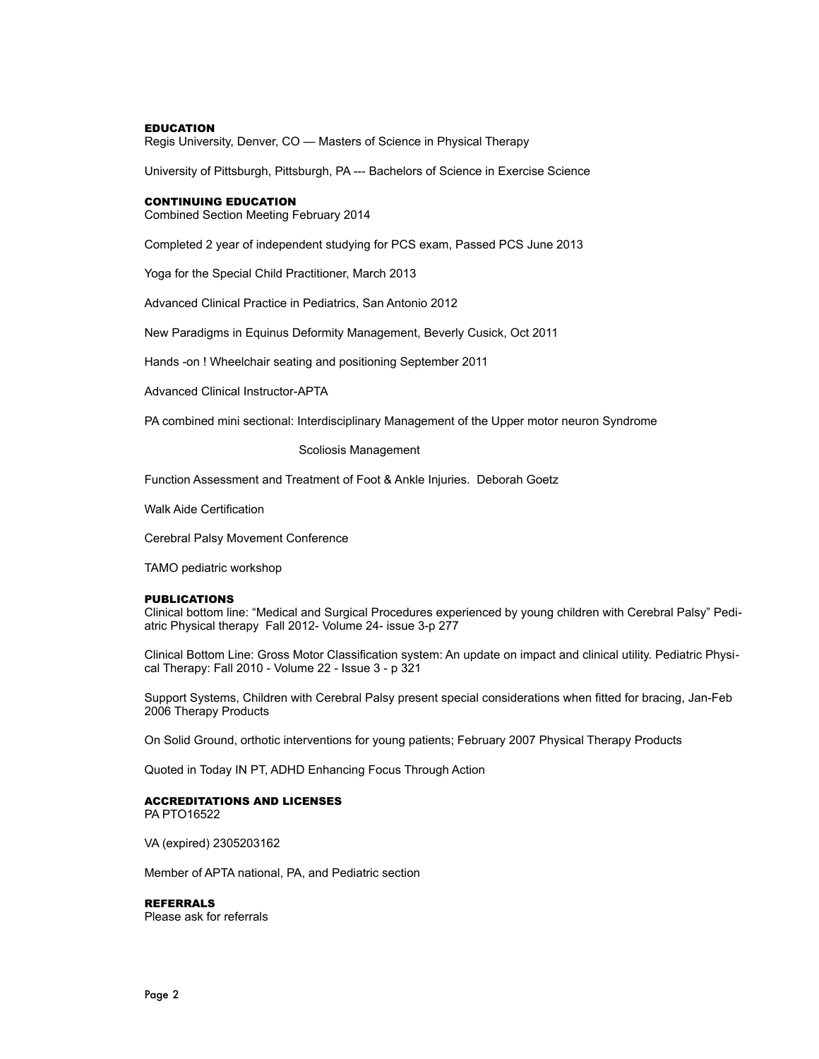## EDUCATION

Regis University, Denver, CO — Masters of Science in Physical Therapy

University of Pittsburgh, Pittsburgh, PA --- Bachelors of Science in Exercise Science

## CONTINUING EDUCATION

Combined Section Meeting February 2014

Completed 2 year of independent studying for PCS exam, Passed PCS June 2013

Yoga for the Special Child Practitioner, March 2013

Advanced Clinical Practice in Pediatrics, San Antonio 2012

New Paradigms in Equinus Deformity Management, Beverly Cusick, Oct 2011

Hands -on ! Wheelchair seating and positioning September 2011

Advanced Clinical Instructor-APTA

PA combined mini sectional: Interdisciplinary Management of the Upper motor neuron Syndrome

Scoliosis Management

Function Assessment and Treatment of Foot & Ankle Injuries. Deborah Goetz

Walk Aide Certification

Cerebral Palsy Movement Conference

TAMO pediatric workshop

## PUBLICATIONS

Clinical bottom line: "Medical and Surgical Procedures experienced by young children with Cerebral Palsy" Pediatric Physical therapy Fall 2012- Volume 24- issue 3-p 277

Clinical Bottom Line: Gross Motor Classification system: An update on impact and clinical utility. Pediatric Physical Therapy: Fall 2010 - Volume 22 - Issue 3 - p 321

Support Systems, Children with Cerebral Palsy present special considerations when fitted for bracing, Jan-Feb 2006 Therapy Products

On Solid Ground, orthotic interventions for young patients; February 2007 Physical Therapy Products

Quoted in Today IN PT, ADHD Enhancing Focus Through Action

## ACCREDITATIONS AND LICENSES

PA PTO16522

VA (expired) 2305203162

Member of APTA national, PA, and Pediatric section

## REFERRALS

Please ask for referrals